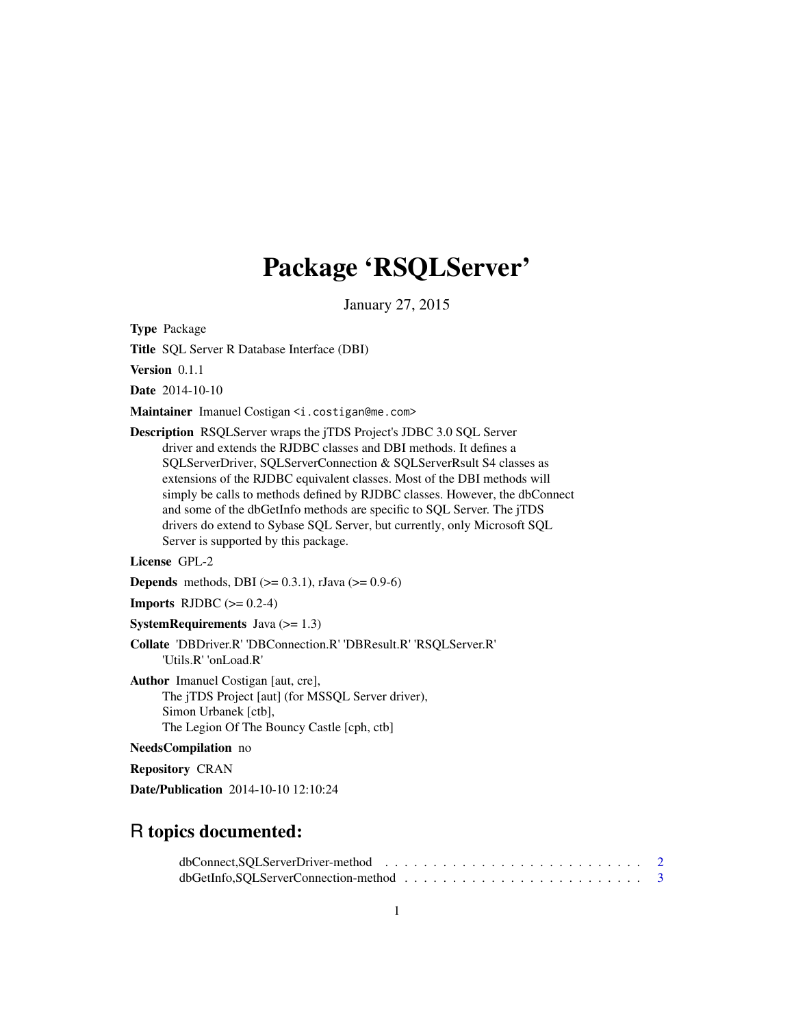# Package 'RSQLServer'

January 27, 2015

**Type** Package

**Title** SQL Server R Database Interface (DBI)

**Version** 0.1.1

**Date** 2014-10-10

**Maintainer** Imanuel Costigan <i.costigan@me.com>

**Description** RSQLServer wraps the jTDS Project's JDBC 3.0 SQL Server driver and extends the RJDBC classes and DBI methods. It defines a SQLServerDriver, SQLServerConnection & SQLServerRsult S4 classes as extensions of the RJDBC equivalent classes. Most of the DBI methods will simply be calls to methods defined by RJDBC classes. However, the dbConnect and some of the dbGetInfo methods are specific to SQL Server. The jTDS drivers do extend to Sybase SQL Server, but currently, only Microsoft SQL Server is supported by this package.

**License** GPL-2

**Depends** methods, DBI (>= 0.3.1), rJava (>= 0.9-6)

**Imports** RJDBC (>= 0.2-4)

**SystemRequirements** Java (>= 1.3)

**Collate** 'DBDriver.R' 'DBConnection.R' 'DBResult.R' 'RSQLServer.R' 'Utils.R' 'onLoad.R'

**Author** Imanuel Costigan [aut, cre],
The jTDS Project [aut] (for MSSQL Server driver),
Simon Urbanek [ctb],
The Legion Of The Bouncy Castle [cph, ctb]

**NeedsCompilation** no

**Repository** CRAN

**Date/Publication** 2014-10-10 12:10:24

## R topics documented:

dbConnect,SQLServerDriver-method . . . . . . . . . . . . . . . . . . . . . . . . . . . 2
dbGetInfo,SQLServerConnection-method . . . . . . . . . . . . . . . . . . . . . . . . 3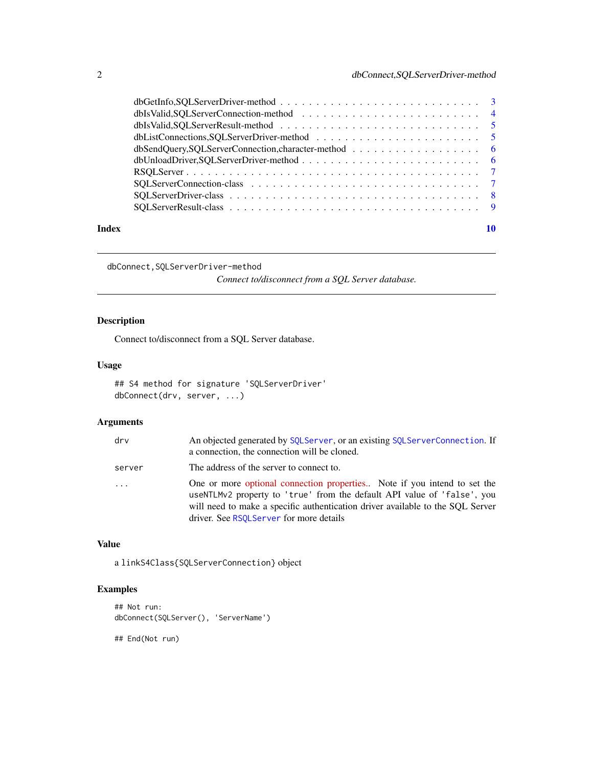dbGetInfo,SQLServerDriver-method . . . . . . . . . . . . . . . . . . . . . . . . . . 3
dbIsValid,SQLServerConnection-method . . . . . . . . . . . . . . . . . . . . . . . . 4
dbIsValid,SQLServerResult-method . . . . . . . . . . . . . . . . . . . . . . . . . . 5
dbListConnections,SQLServerDriver-method . . . . . . . . . . . . . . . . . . . . . . 5
dbSendQuery,SQLServerConnection,character-method . . . . . . . . . . . . . . . . . 6
dbUnloadDriver,SQLServerDriver-method . . . . . . . . . . . . . . . . . . . . . . . 6
RSQLServer . . . . . . . . . . . . . . . . . . . . . . . . . . . . . . . . . . . . . 7
SQLServerConnection-class . . . . . . . . . . . . . . . . . . . . . . . . . . . . . 7
SQLServerDriver-class . . . . . . . . . . . . . . . . . . . . . . . . . . . . . . . 8
SQLServerResult-class . . . . . . . . . . . . . . . . . . . . . . . . . . . . . . . 9

**Index** 10

---

`dbConnect,SQLServerDriver-method` *Connect to/disconnect from a SQL Server database.*

---

## Description

Connect to/disconnect from a SQL Server database.

## Usage

```
## S4 method for signature 'SQLServerDriver'
dbConnect(drv, server, ...)
```

## Arguments

| | |
|---|---|
| `drv` | An objected generated by `SQLServer`, or an existing `SQLServerConnection`. If a connection, the connection will be cloned. |
| `server` | The address of the server to connect to. |
| `...` | One or more optional connection properties.. Note if you intend to set the `useNTLMv2` property to `'true'` from the default API value of `'false'`, you will need to make a specific authentication driver available to the SQL Server driver. See `RSQLServer` for more details |

## Value

a `linkS4Class{SQLServerConnection}` object

## Examples

```
## Not run:
dbConnect(SQLServer(), 'ServerName')

## End(Not run)
```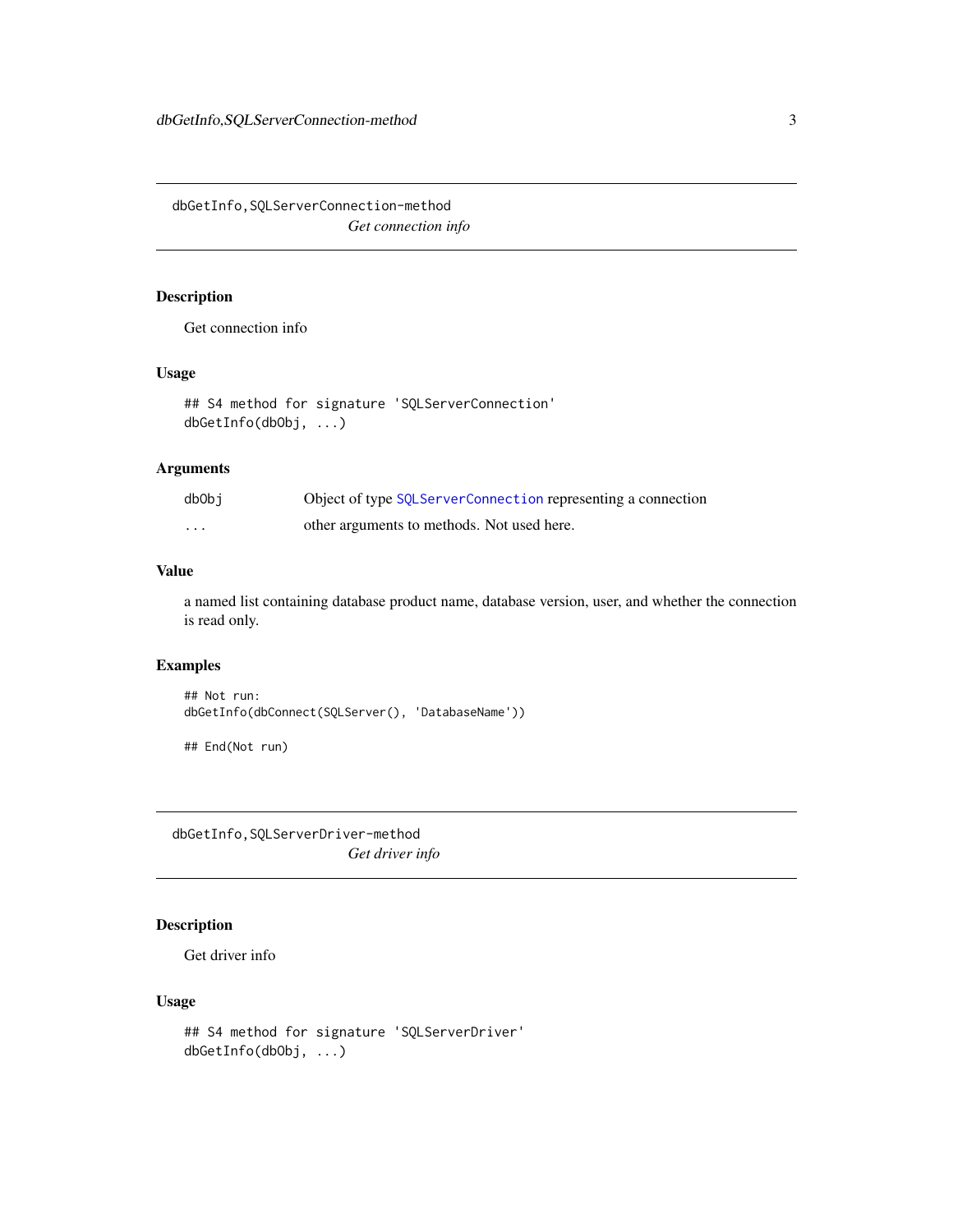## dbGetInfo,SQLServerConnection-method

*Get connection info*

### Description

Get connection info

### Usage

```
## S4 method for signature 'SQLServerConnection'
dbGetInfo(dbObj, ...)
```

### Arguments

| | |
|---|---|
| dbObj | Object of type SQLServerConnection representing a connection |
| ... | other arguments to methods. Not used here. |

### Value

a named list containing database product name, database version, user, and whether the connection is read only.

### Examples

```
## Not run:
dbGetInfo(dbConnect(SQLServer(), 'DatabaseName'))

## End(Not run)
```

## dbGetInfo,SQLServerDriver-method

*Get driver info*

### Description

Get driver info

### Usage

```
## S4 method for signature 'SQLServerDriver'
dbGetInfo(dbObj, ...)
```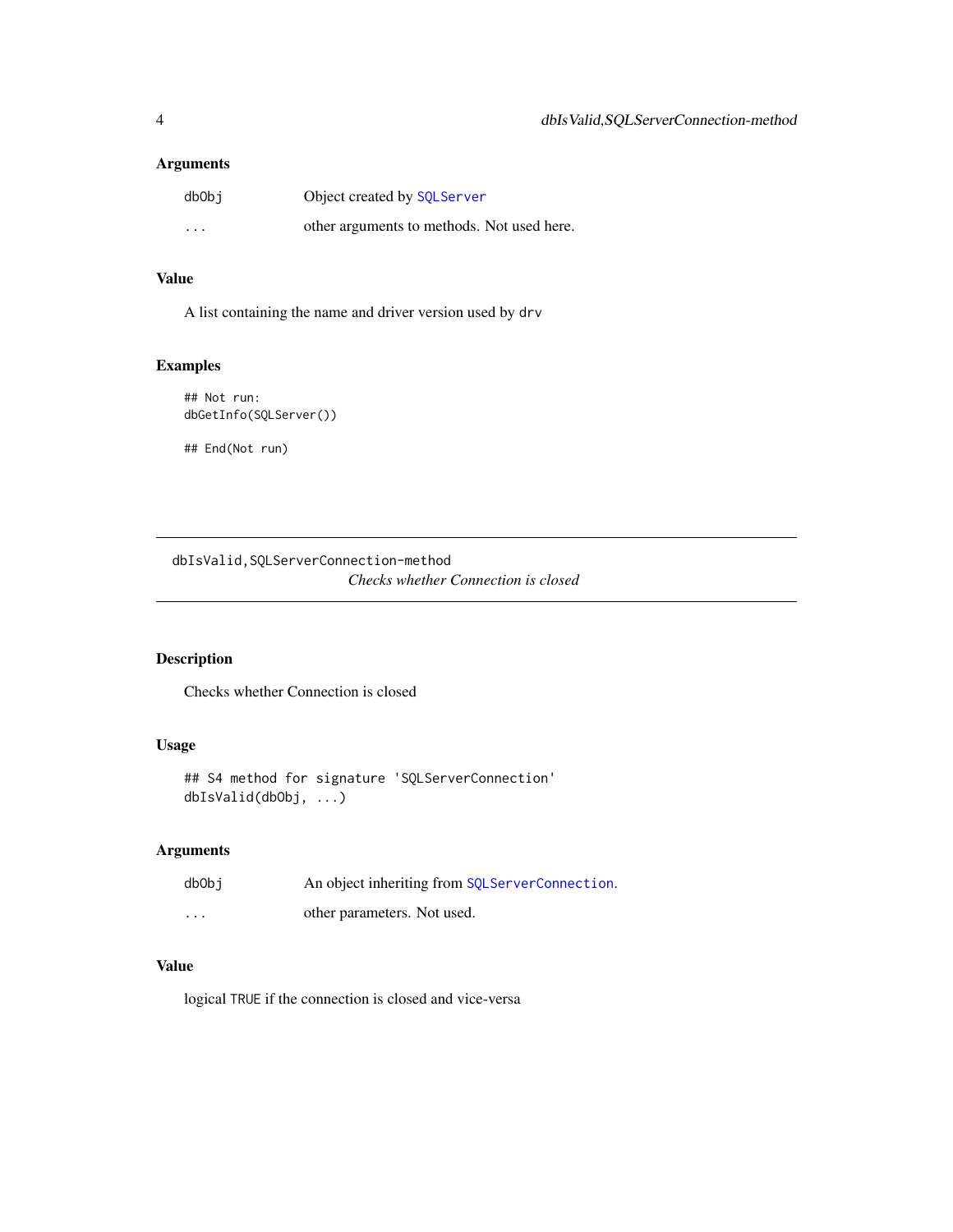### Arguments

| | |
|---|---|
| dbObj | Object created by SQLServer |
| ... | other arguments to methods. Not used here. |

### Value

A list containing the name and driver version used by `drv`

### Examples

```
## Not run:
dbGetInfo(SQLServer())

## End(Not run)
```

---

## dbIsValid,SQLServerConnection-method

*Checks whether Connection is closed*

---

### Description

Checks whether Connection is closed

### Usage

```
## S4 method for signature 'SQLServerConnection'
dbIsValid(dbObj, ...)
```

### Arguments

| | |
|---|---|
| dbObj | An object inheriting from SQLServerConnection. |
| ... | other parameters. Not used. |

### Value

logical `TRUE` if the connection is closed and vice-versa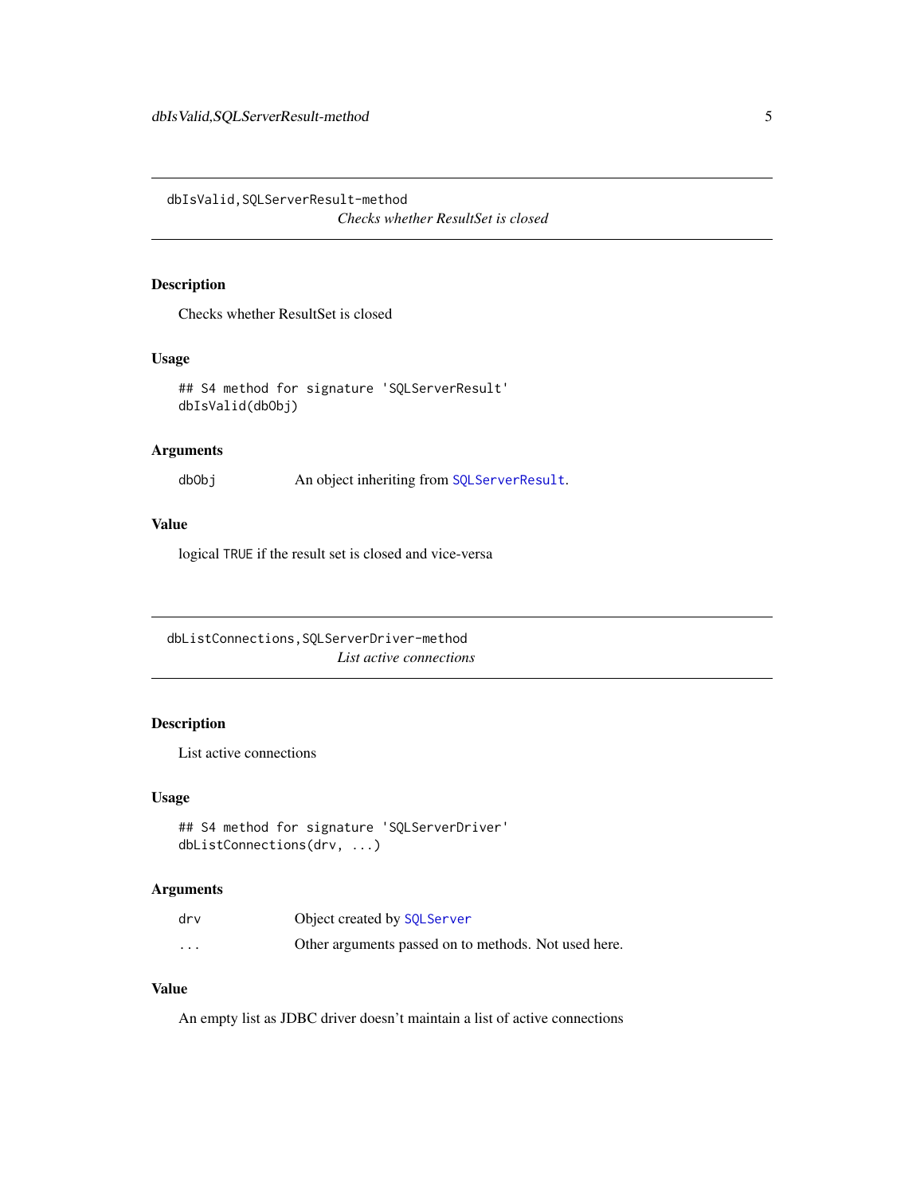## dbIsValid,SQLServerResult-method

*Checks whether ResultSet is closed*

### Description

Checks whether ResultSet is closed

### Usage

```
## S4 method for signature 'SQLServerResult'
dbIsValid(dbObj)
```

### Arguments

| | |
|---|---|
| dbObj | An object inheriting from SQLServerResult. |

### Value

logical TRUE if the result set is closed and vice-versa

## dbListConnections,SQLServerDriver-method

*List active connections*

### Description

List active connections

### Usage

```
## S4 method for signature 'SQLServerDriver'
dbListConnections(drv, ...)
```

### Arguments

| | |
|---|---|
| drv | Object created by SQLServer |
| ... | Other arguments passed on to methods. Not used here. |

### Value

An empty list as JDBC driver doesn't maintain a list of active connections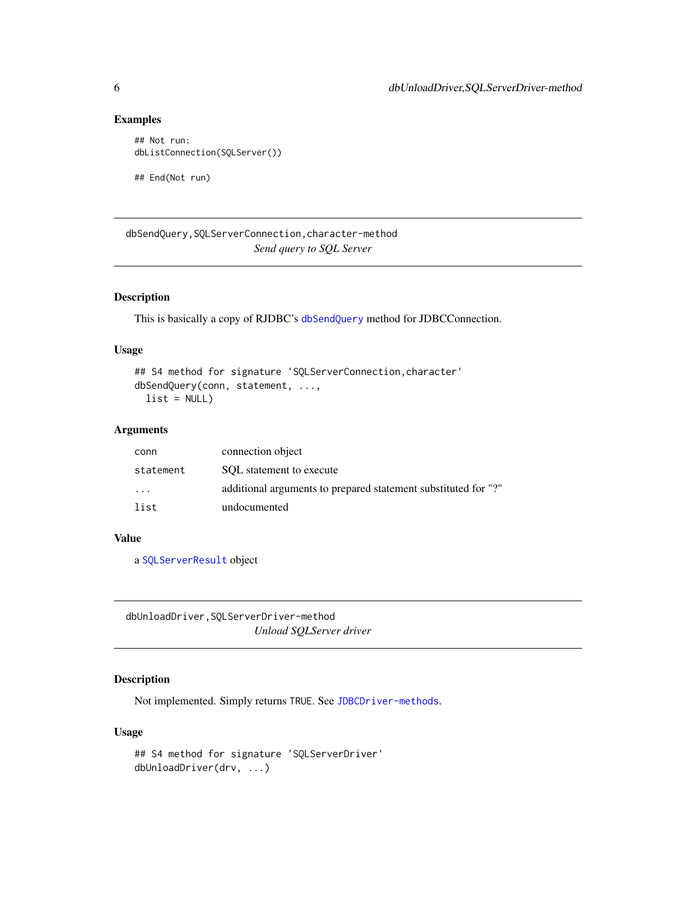### Examples

```
## Not run:
dbListConnection(SQLServer())

## End(Not run)
```

---

## dbSendQuery,SQLServerConnection,character-method

*Send query to SQL Server*

---

### Description

This is basically a copy of RJDBC's `dbSendQuery` method for JDBCConnection.

### Usage

```
## S4 method for signature 'SQLServerConnection,character'
dbSendQuery(conn, statement, ...,
  list = NULL)
```

### Arguments

| | |
|---|---|
| `conn` | connection object |
| `statement` | SQL statement to execute |
| `...` | additional arguments to prepared statement substituted for "?" |
| `list` | undocumented |

### Value

a `SQLServerResult` object

---

## dbUnloadDriver,SQLServerDriver-method

*Unload SQLServer driver*

---

### Description

Not implemented. Simply returns `TRUE`. See `JDBCDriver-methods`.

### Usage

```
## S4 method for signature 'SQLServerDriver'
dbUnloadDriver(drv, ...)
```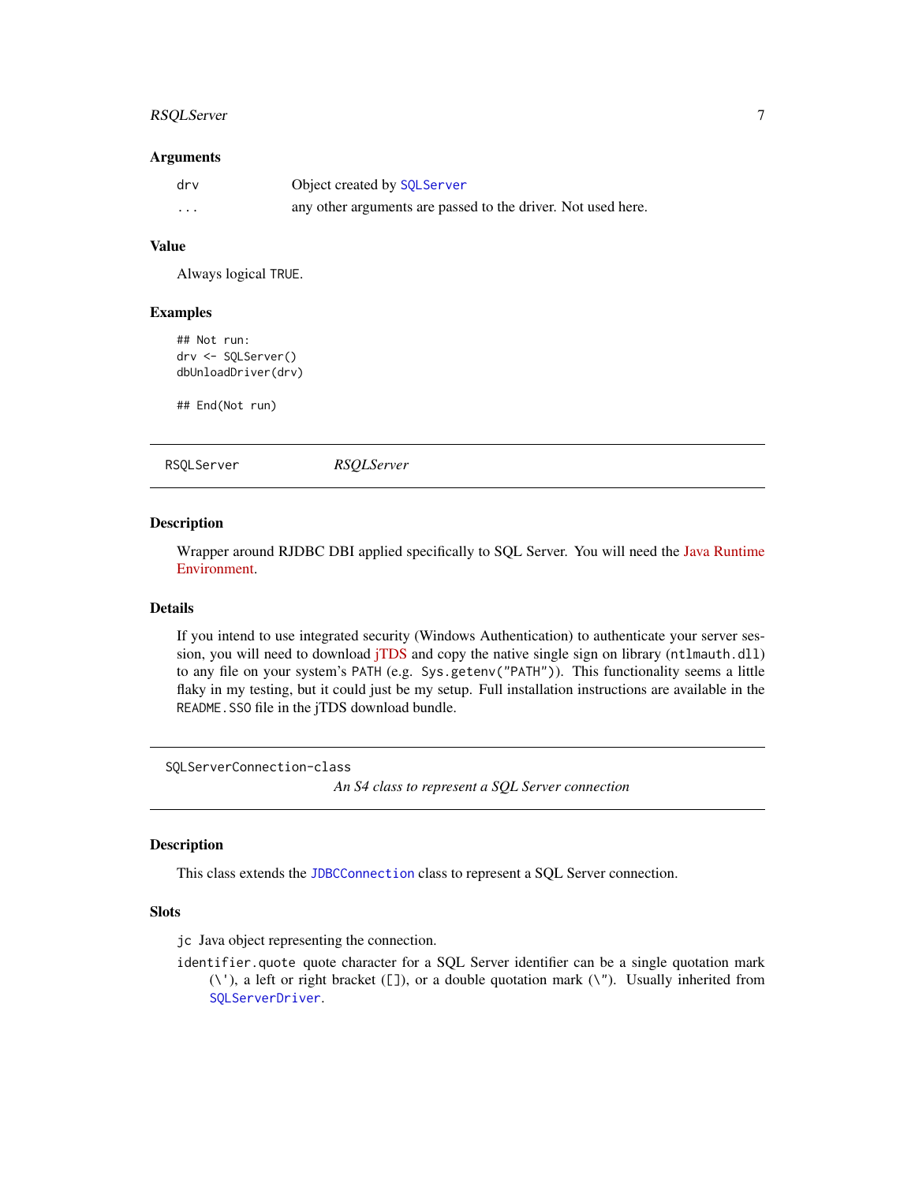## Arguments

| | |
|---|---|
| `drv` | Object created by `SQLServer` |
| `...` | any other arguments are passed to the driver. Not used here. |

## Value

Always logical `TRUE`.

## Examples

```
## Not run:
drv <- SQLServer()
dbUnloadDriver(drv)

## End(Not run)
```

---

`RSQLServer` *RSQLServer*

---

## Description

Wrapper around RJDBC DBI applied specifically to SQL Server. You will need the Java Runtime Environment.

## Details

If you intend to use integrated security (Windows Authentication) to authenticate your server session, you will need to download jTDS and copy the native single sign on library (`ntlmauth.dll`) to any file on your system's `PATH` (e.g. `Sys.getenv("PATH")`). This functionality seems a little flaky in my testing, but it could just be my setup. Full installation instructions are available in the `README.SSO` file in the jTDS download bundle.

---

`SQLServerConnection-class` *An S4 class to represent a SQL Server connection*

---

## Description

This class extends the `JDBCConnection` class to represent a SQL Server connection.

## Slots

`jc` Java object representing the connection.

`identifier.quote` quote character for a SQL Server identifier can be a single quotation mark (\'), a left or right bracket ([]), or a double quotation mark (\"). Usually inherited from `SQLServerDriver`.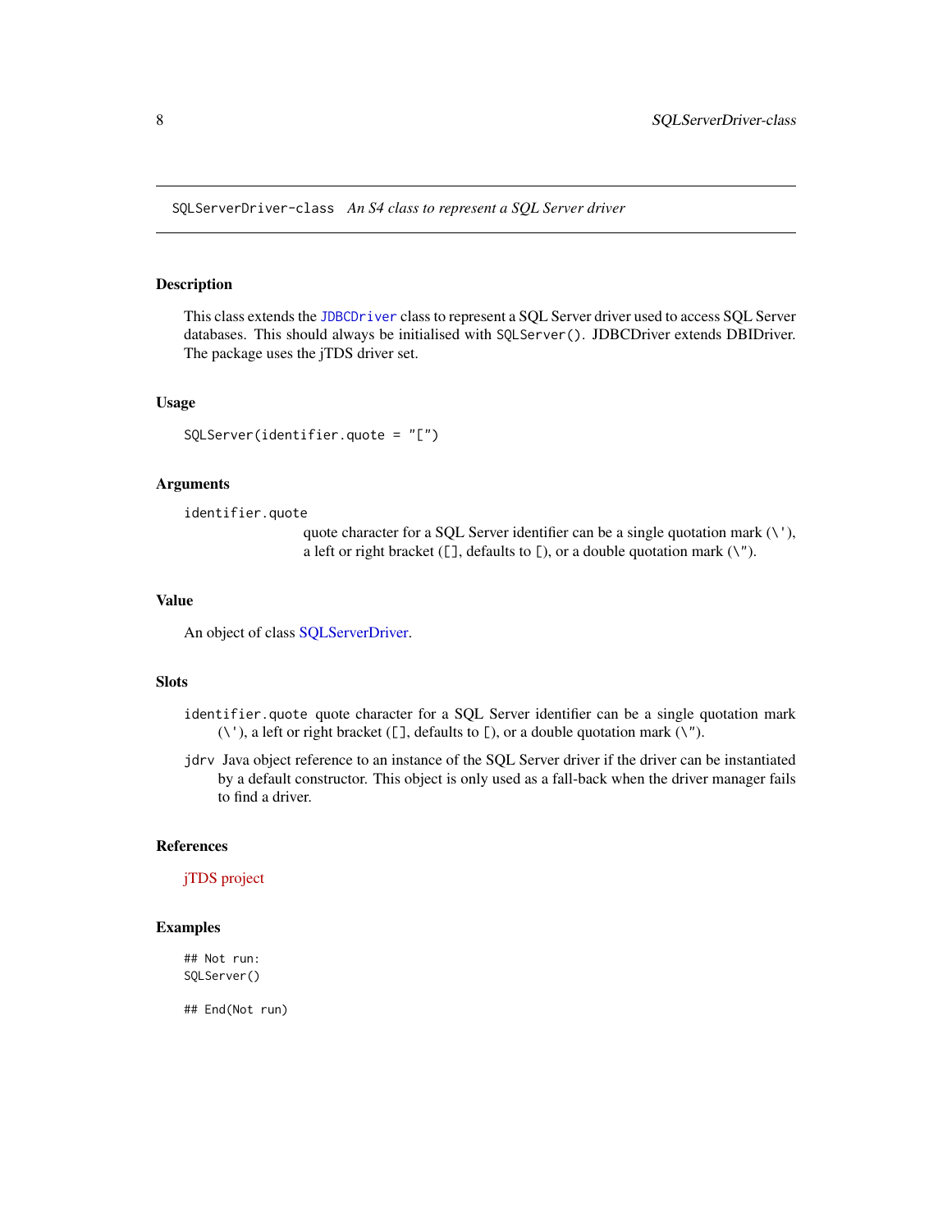SQLServerDriver-class *An S4 class to represent a SQL Server driver*

## Description

This class extends the `JDBCDriver` class to represent a SQL Server driver used to access SQL Server databases. This should always be initialised with `SQLServer()`. JDBCDriver extends DBIDriver. The package uses the jTDS driver set.

## Usage

```
SQLServer(identifier.quote = "[")
```

## Arguments

`identifier.quote`
: quote character for a SQL Server identifier can be a single quotation mark (\'), a left or right bracket ([], defaults to [), or a double quotation mark (\").

## Value

An object of class SQLServerDriver.

## Slots

- `identifier.quote` quote character for a SQL Server identifier can be a single quotation mark (\'), a left or right bracket ([], defaults to [), or a double quotation mark (\").
- `jdrv` Java object reference to an instance of the SQL Server driver if the driver can be instantiated by a default constructor. This object is only used as a fall-back when the driver manager fails to find a driver.

## References

jTDS project

## Examples

```
## Not run:
SQLServer()

## End(Not run)
```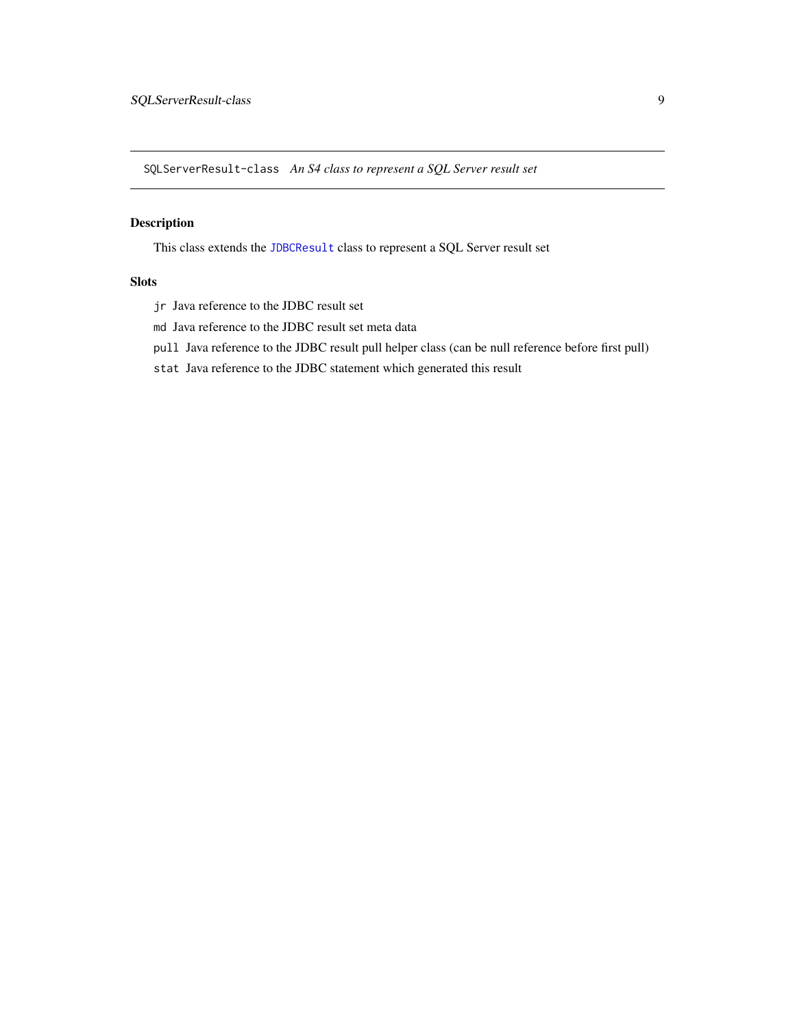## `SQLServerResult-class` *An S4 class to represent a SQL Server result set*

### Description

This class extends the `JDBCResult` class to represent a SQL Server result set

### Slots

- `jr` Java reference to the JDBC result set
- `md` Java reference to the JDBC result set meta data
- `pull` Java reference to the JDBC result pull helper class (can be null reference before first pull)
- `stat` Java reference to the JDBC statement which generated this result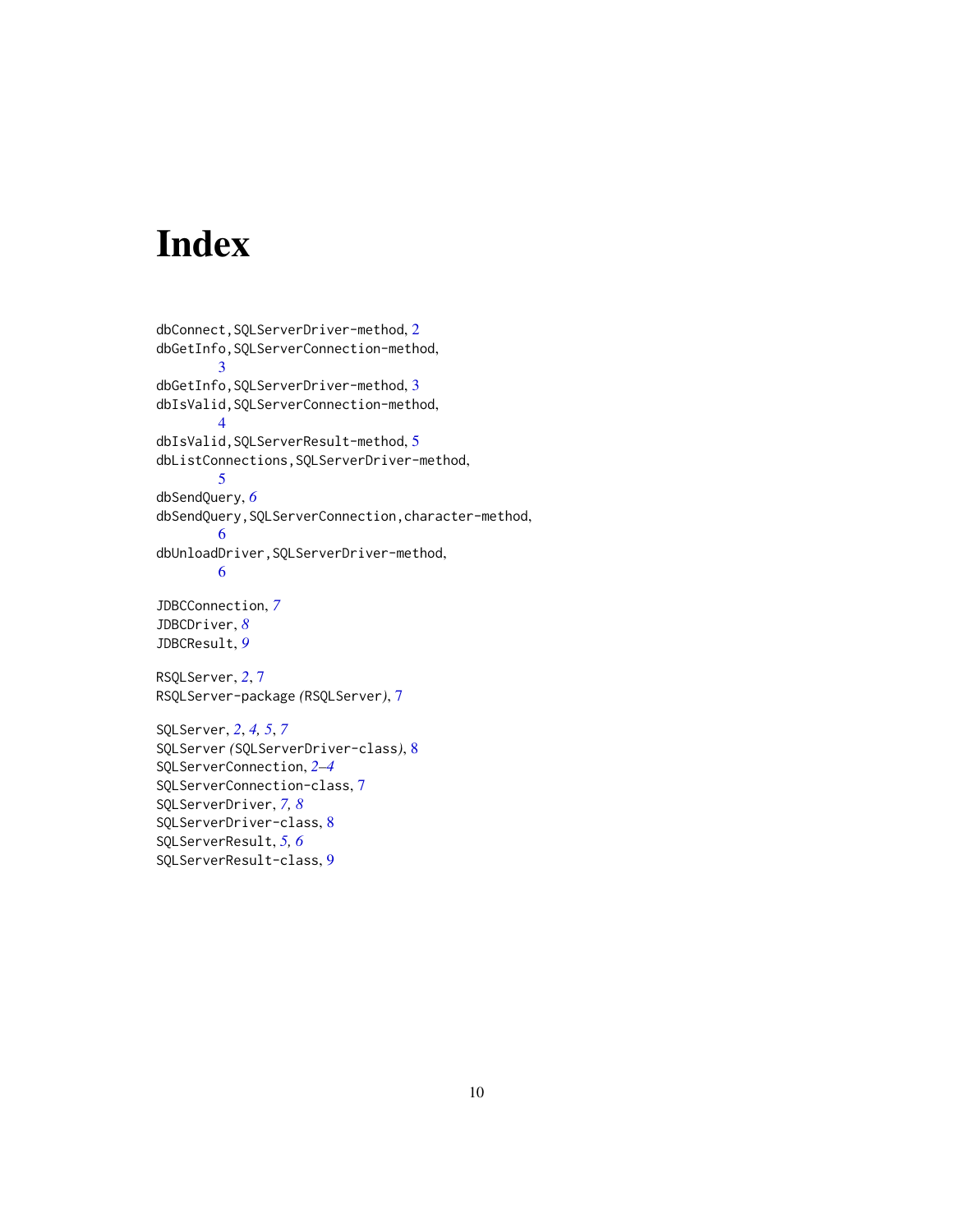# Index

dbConnect,SQLServerDriver-method, 2
dbGetInfo,SQLServerConnection-method, 3
dbGetInfo,SQLServerDriver-method, 3
dbIsValid,SQLServerConnection-method, 4
dbIsValid,SQLServerResult-method, 5
dbListConnections,SQLServerDriver-method, 5
dbSendQuery, *6*
dbSendQuery,SQLServerConnection,character-method, 6
dbUnloadDriver,SQLServerDriver-method, 6

JDBCConnection, *7*
JDBCDriver, *8*
JDBCResult, *9*

RSQLServer, *2*, 7
RSQLServer-package *(*RSQLServer*)*, 7

SQLServer, *2*, *4, 5*, *7*
SQLServer *(*SQLServerDriver-class*)*, 8
SQLServerConnection, *2–4*
SQLServerConnection-class, 7
SQLServerDriver, *7, 8*
SQLServerDriver-class, 8
SQLServerResult, *5, 6*
SQLServerResult-class, 9